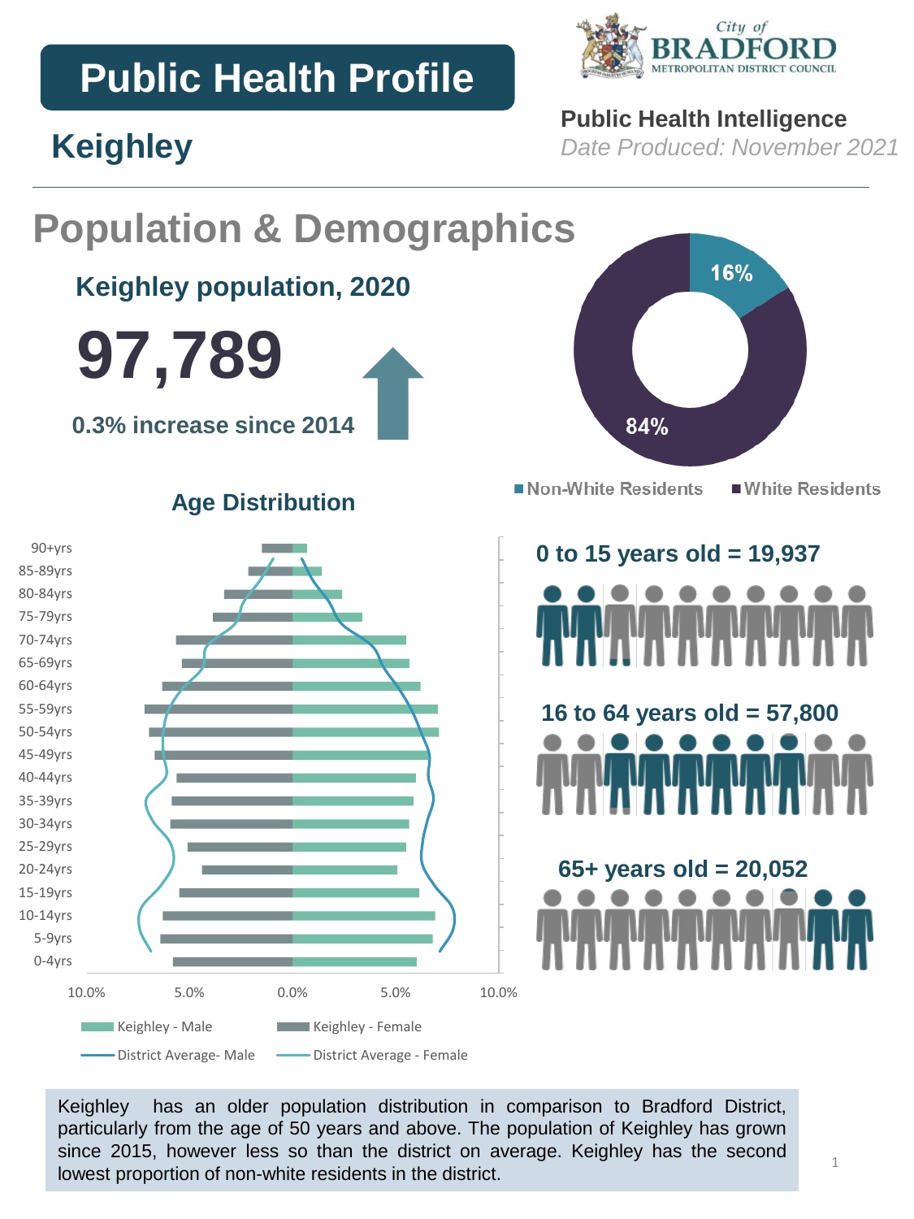# Public Health Profile

## Keighley

**Public Health Intelligence**

*Date Produced: November 2021*

## Population & Demographics

### Keighley population, 2020

# 97,789

**0.3% increase since 2014**

- Non-White Residents: 16%
- White Residents: 84%

### Age Distribution

Legend: Keighley - Male; Keighley - Female; District Average- Male; District Average - Female

**0 to 15 years old = 19,937**

**16 to 64 years old = 57,800**

**65+ years old = 20,052**

Keighley has an older population distribution in comparison to Bradford District, particularly from the age of 50 years and above. The population of Keighley has grown since 2015, however less so than the district on average. Keighley has the second lowest proportion of non-white residents in the district.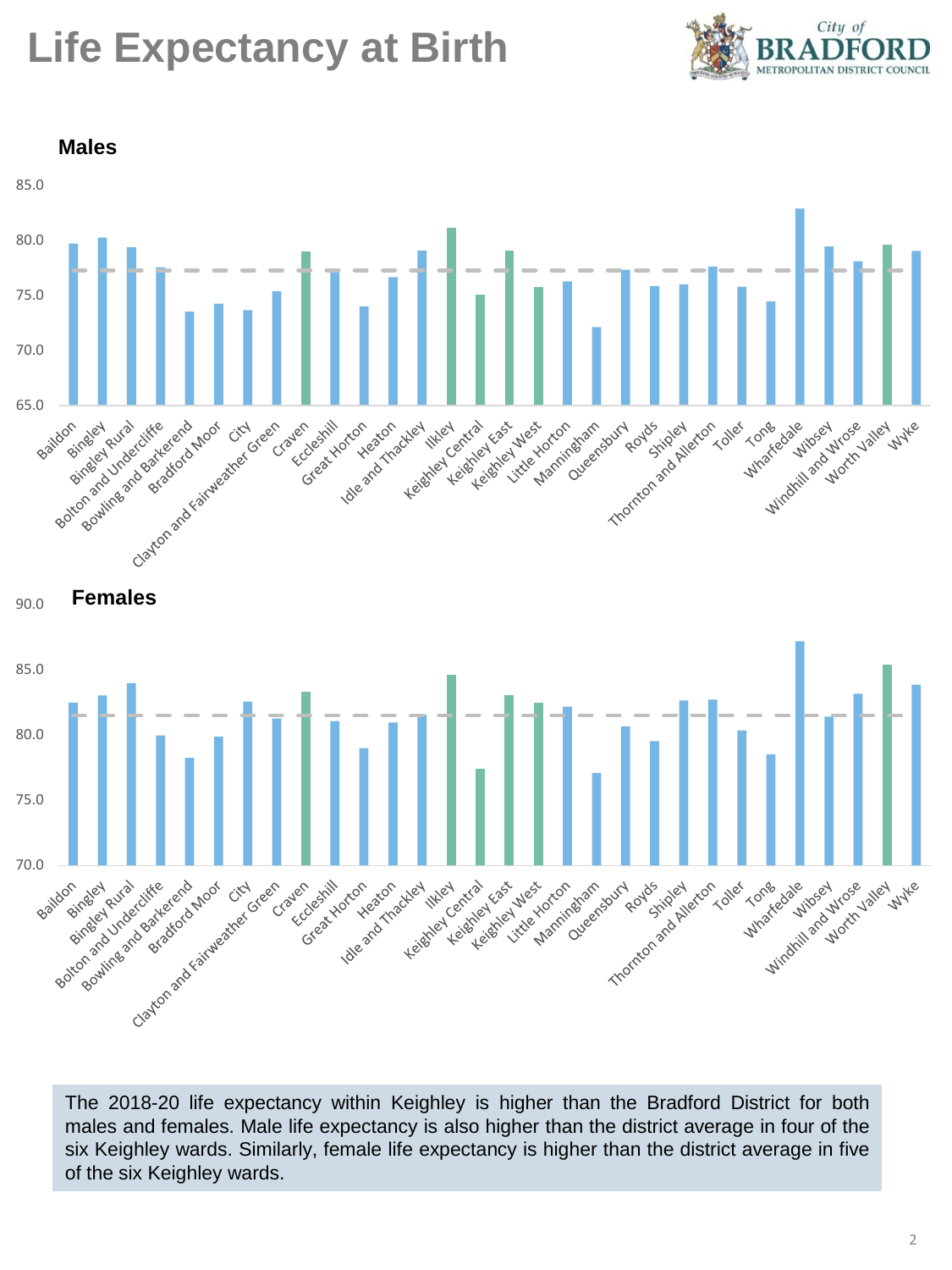# Life Expectancy at Birth

### Males

85.0
80.0
75.0
70.0
65.0

Baildon, Bingley, Bingley Rural, Bolton and Undercliffe, Bowling and Barkerend, Bradford Moor, City, Clayton and Fairweather Green, Craven, Eccleshill, Great Horton, Heaton, Idle and Thackley, Ilkley, Keighley Central, Keighley East, Keighley West, Little Horton, Manningham, Queensbury, Royds, Shipley, Thornton and Allerton, Toller, Tong, Wharfedale, Wibsey, Windhill and Wrose, Worth Valley, Wyke

### Females

90.0
85.0
80.0
75.0
70.0

Baildon, Bingley, Bingley Rural, Bolton and Undercliffe, Bowling and Barkerend, Bradford Moor, City, Clayton and Fairweather Green, Craven, Eccleshill, Great Horton, Heaton, Idle and Thackley, Ilkley, Keighley Central, Keighley East, Keighley West, Little Horton, Manningham, Queensbury, Royds, Shipley, Thornton and Allerton, Toller, Tong, Wharfedale, Wibsey, Windhill and Wrose, Worth Valley, Wyke

The 2018-20 life expectancy within Keighley is higher than the Bradford District for both males and females. Male life expectancy is also higher than the district average in four of the six Keighley wards. Similarly, female life expectancy is higher than the district average in five of the six Keighley wards.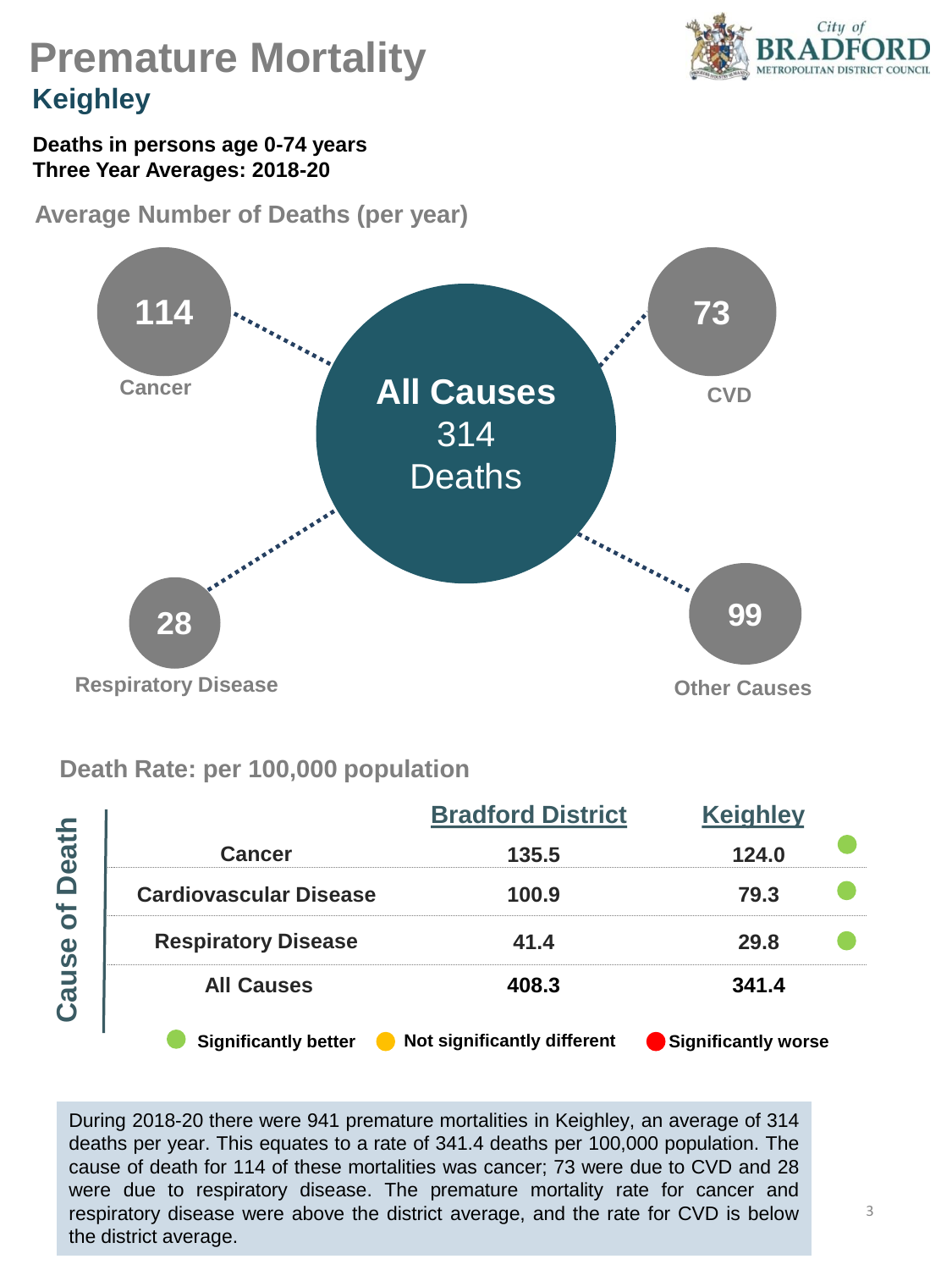# Premature Mortality

## Keighley

**Deaths in persons age 0-74 years**
**Three Year Averages: 2018-20**

### Average Number of Deaths (per year)

**All Causes**
314
Deaths

| Cause | Average Number of Deaths (per year) |
|---|---|
| Cancer | 114 |
| CVD | 73 |
| Respiratory Disease | 28 |
| Other Causes | 99 |

### Death Rate: per 100,000 population

| Cause of Death | Bradford District | Keighley | |
|---|---|---|---|
| Cancer | 135.5 | 124.0 | Significantly better |
| Cardiovascular Disease | 100.9 | 79.3 | Significantly better |
| Respiratory Disease | 41.4 | 29.8 | Significantly better |
| All Causes | 408.3 | 341.4 | |

Significantly better | Not significantly different | Significantly worse

During 2018-20 there were 941 premature mortalities in Keighley, an average of 314 deaths per year. This equates to a rate of 341.4 deaths per 100,000 population. The cause of death for 114 of these mortalities was cancer; 73 were due to CVD and 28 were due to respiratory disease. The premature mortality rate for cancer and respiratory disease were above the district average, and the rate for CVD is below the district average.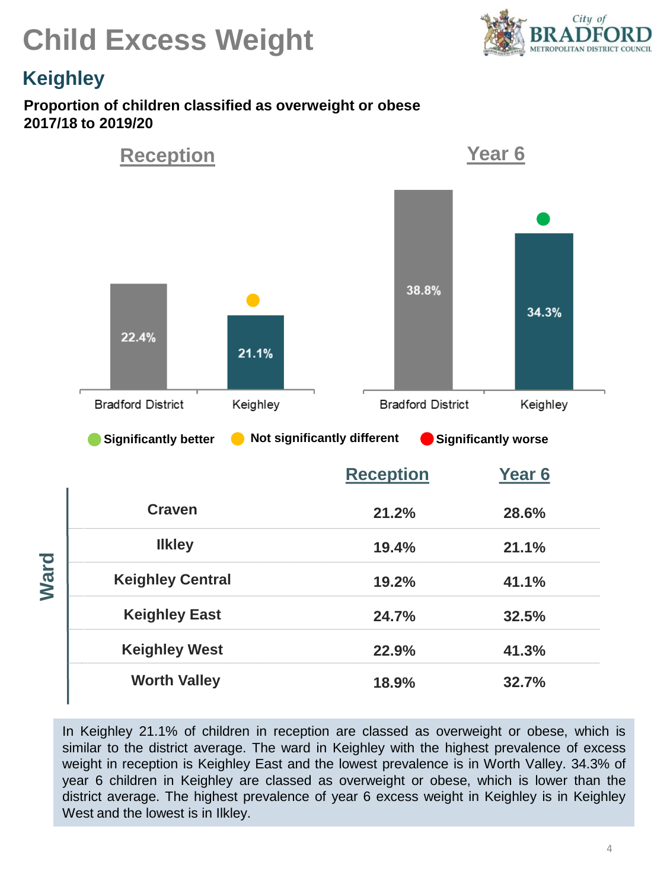# Child Excess Weight

City of BRADFORD METROPOLITAN DISTRICT COUNCIL

## Keighley

**Proportion of children classified as overweight or obese 2017/18 to 2019/20**

| | Reception | Year 6 |
|---|---|---|
| Bradford District | 22.4% | 38.8% |
| Keighley | 21.1% (Not significantly different) | 34.3% (Significantly better) |

Significantly better | Not significantly different | Significantly worse

| Ward | Reception | Year 6 |
|---|---|---|
| Craven | 21.2% | 28.6% |
| Ilkley | 19.4% | 21.1% |
| Keighley Central | 19.2% | 41.1% |
| Keighley East | 24.7% | 32.5% |
| Keighley West | 22.9% | 41.3% |
| Worth Valley | 18.9% | 32.7% |

In Keighley 21.1% of children in reception are classed as overweight or obese, which is similar to the district average. The ward in Keighley with the highest prevalence of excess weight in reception is Keighley East and the lowest prevalence is in Worth Valley. 34.3% of year 6 children in Keighley are classed as overweight or obese, which is lower than the district average. The highest prevalence of year 6 excess weight in Keighley is in Keighley West and the lowest is in Ilkley.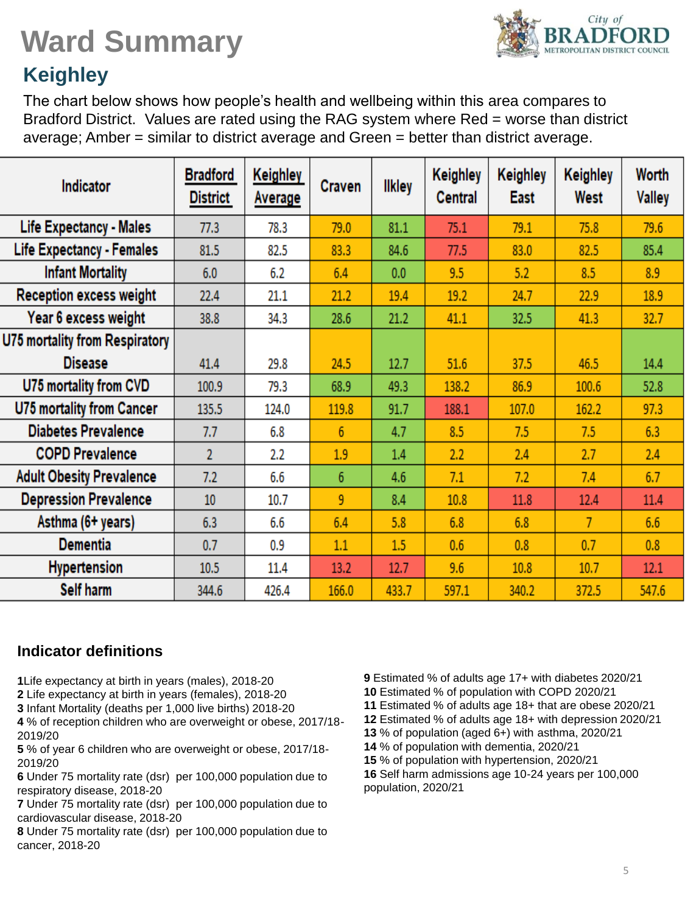# Ward Summary

## Keighley

The chart below shows how people's health and wellbeing within this area compares to Bradford District. Values are rated using the RAG system where Red = worse than district average; Amber = similar to district average and Green = better than district average.

| Indicator | Bradford District | Keighley Average | Craven | Ilkley | Keighley Central | Keighley East | Keighley West | Worth Valley |
|---|---|---|---|---|---|---|---|---|
| Life Expectancy - Males | 77.3 | 78.3 | 79.0 | 81.1 | 75.1 | 79.1 | 75.8 | 79.6 |
| Life Expectancy - Females | 81.5 | 82.5 | 83.3 | 84.6 | 77.5 | 83.0 | 82.5 | 85.4 |
| Infant Mortality | 6.0 | 6.2 | 6.4 | 0.0 | 9.5 | 5.2 | 8.5 | 8.9 |
| Reception excess weight | 22.4 | 21.1 | 21.2 | 19.4 | 19.2 | 24.7 | 22.9 | 18.9 |
| Year 6 excess weight | 38.8 | 34.3 | 28.6 | 21.2 | 41.1 | 32.5 | 41.3 | 32.7 |
| U75 mortality from Respiratory Disease | 41.4 | 29.8 | 24.5 | 12.7 | 51.6 | 37.5 | 46.5 | 14.4 |
| U75 mortality from CVD | 100.9 | 79.3 | 68.9 | 49.3 | 138.2 | 86.9 | 100.6 | 52.8 |
| U75 mortality from Cancer | 135.5 | 124.0 | 119.8 | 91.7 | 188.1 | 107.0 | 162.2 | 97.3 |
| Diabetes Prevalence | 7.7 | 6.8 | 6 | 4.7 | 8.5 | 7.5 | 7.5 | 6.3 |
| COPD Prevalence | 2 | 2.2 | 1.9 | 1.4 | 2.2 | 2.4 | 2.7 | 2.4 |
| Adult Obesity Prevalence | 7.2 | 6.6 | 6 | 4.6 | 7.1 | 7.2 | 7.4 | 6.7 |
| Depression Prevalence | 10 | 10.7 | 9 | 8.4 | 10.8 | 11.8 | 12.4 | 11.4 |
| Asthma (6+ years) | 6.3 | 6.6 | 6.4 | 5.8 | 6.8 | 6.8 | 7 | 6.6 |
| Dementia | 0.7 | 0.9 | 1.1 | 1.5 | 0.6 | 0.8 | 0.7 | 0.8 |
| Hypertension | 10.5 | 11.4 | 13.2 | 12.7 | 9.6 | 10.8 | 10.7 | 12.1 |
| Self harm | 344.6 | 426.4 | 166.0 | 433.7 | 597.1 | 340.2 | 372.5 | 547.6 |

### Indicator definitions

**1** Life expectancy at birth in years (males), 2018-20
**2** Life expectancy at birth in years (females), 2018-20
**3** Infant Mortality (deaths per 1,000 live births) 2018-20
**4** % of reception children who are overweight or obese, 2017/18-2019/20
**5** % of year 6 children who are overweight or obese, 2017/18-2019/20
**6** Under 75 mortality rate (dsr) per 100,000 population due to respiratory disease, 2018-20
**7** Under 75 mortality rate (dsr) per 100,000 population due to cardiovascular disease, 2018-20
**8** Under 75 mortality rate (dsr) per 100,000 population due to cancer, 2018-20
**9** Estimated % of adults age 17+ with diabetes 2020/21
**10** Estimated % of population with COPD 2020/21
**11** Estimated % of adults age 18+ that are obese 2020/21
**12** Estimated % of adults age 18+ with depression 2020/21
**13** % of population (aged 6+) with asthma, 2020/21
**14** % of population with dementia, 2020/21
**15** % of population with hypertension, 2020/21
**16** Self harm admissions age 10-24 years per 100,000 population, 2020/21